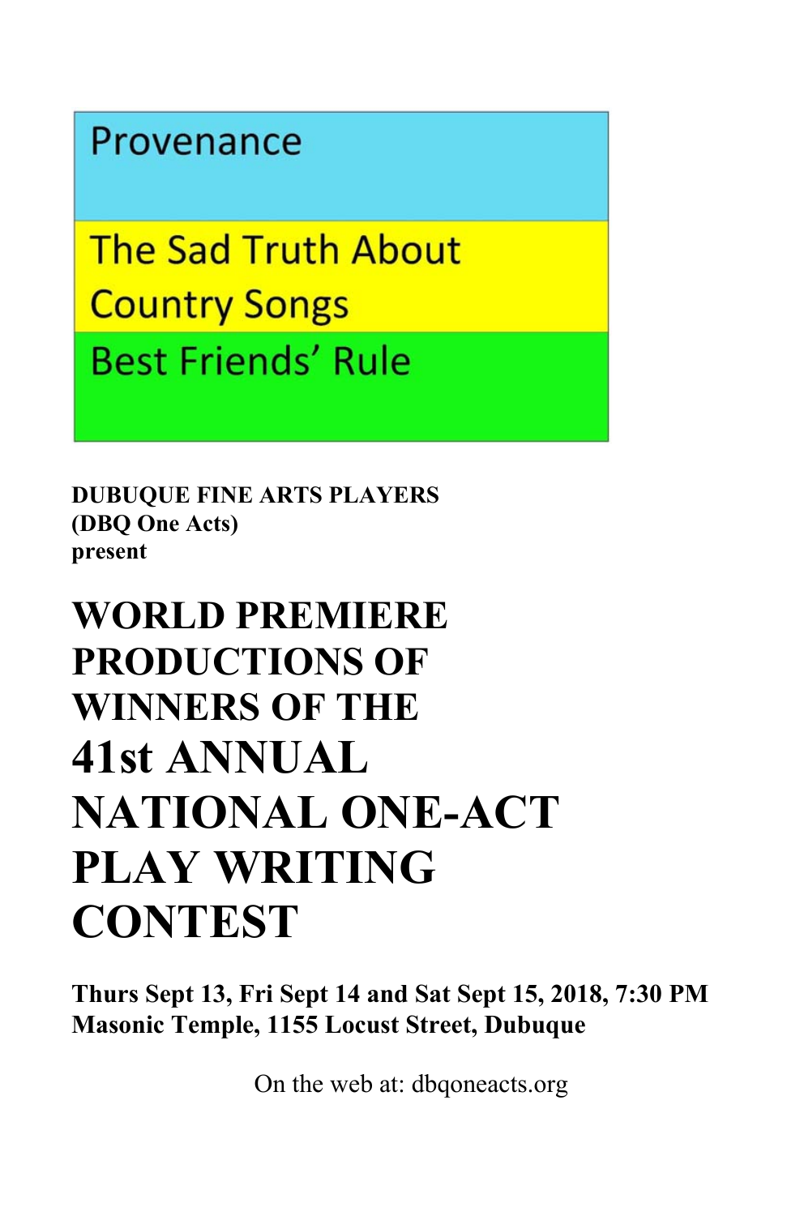Provenance

The Sad Truth About Country Songs

Best Friends' Rule

**DUBUQUE FINE ARTS PLAYERS**
**(DBQ One Acts)**
**present**

# WORLD PREMIERE PRODUCTIONS OF WINNERS OF THE 41st ANNUAL NATIONAL ONE-ACT PLAY WRITING CONTEST

**Thurs Sept 13, Fri Sept 14 and Sat Sept 15, 2018, 7:30 PM**
**Masonic Temple, 1155 Locust Street, Dubuque**

On the web at: dbqoneacts.org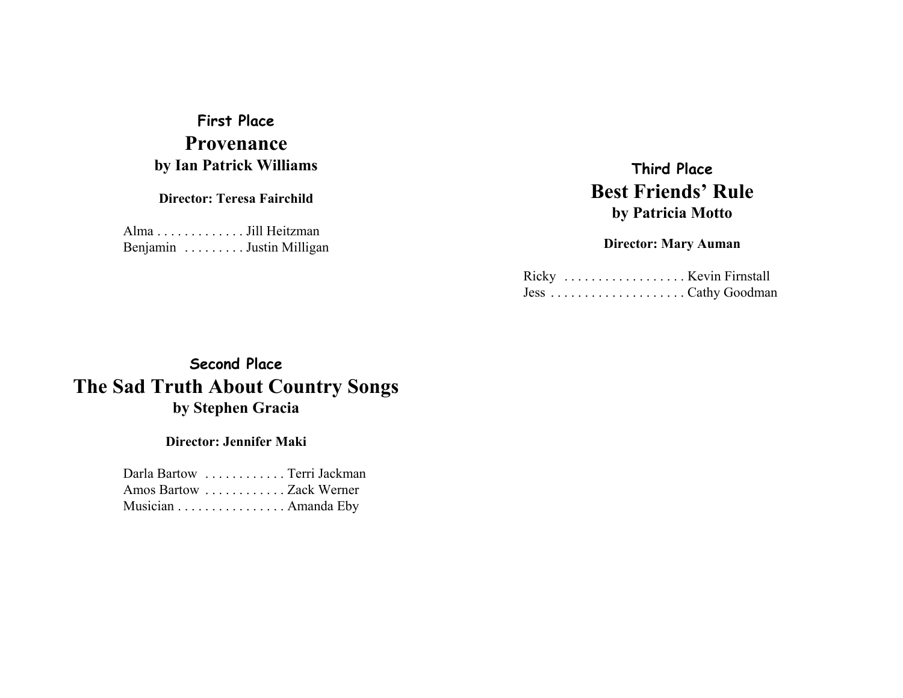### First Place

## Provenance

**by Ian Patrick Williams**

**Director: Teresa Fairchild**

Alma . . . . . . . . . . . . . Jill Heitzman
Benjamin . . . . . . . . . Justin Milligan

### Second Place

## The Sad Truth About Country Songs

**by Stephen Gracia**

**Director: Jennifer Maki**

Darla Bartow . . . . . . . . . . . . Terri Jackman
Amos Bartow . . . . . . . . . . . . Zack Werner
Musician . . . . . . . . . . . . . . . . Amanda Eby

### Third Place

## Best Friends' Rule

**by Patricia Motto**

**Director: Mary Auman**

Ricky . . . . . . . . . . . . . . . . . . Kevin Firnstall
Jess . . . . . . . . . . . . . . . . . . . . Cathy Goodman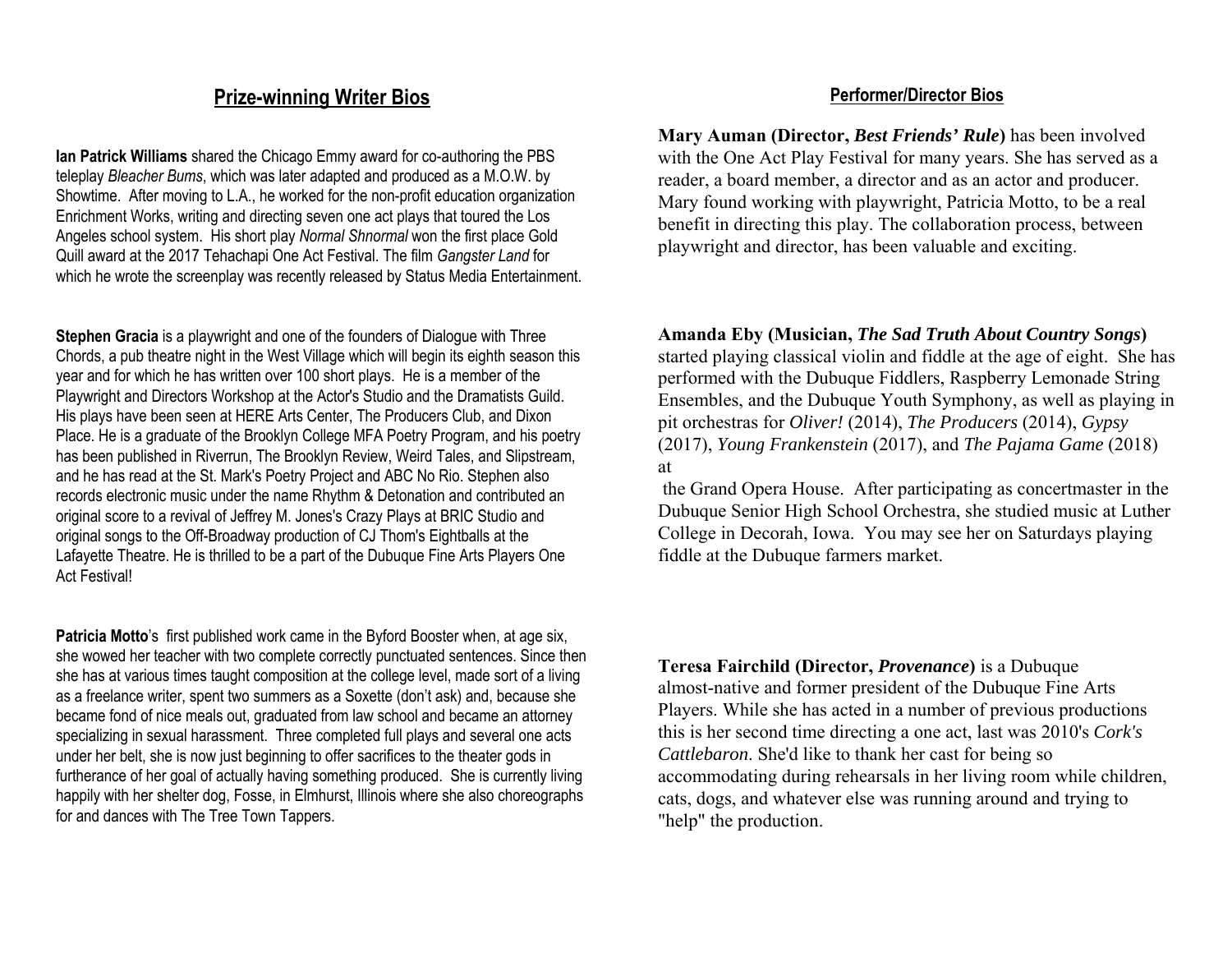## Prize-winning Writer Bios

**Ian Patrick Williams** shared the Chicago Emmy award for co-authoring the PBS teleplay *Bleacher Bums*, which was later adapted and produced as a M.O.W. by Showtime. After moving to L.A., he worked for the non-profit education organization Enrichment Works, writing and directing seven one act plays that toured the Los Angeles school system. His short play *Normal Shnormal* won the first place Gold Quill award at the 2017 Tehachapi One Act Festival. The film *Gangster Land* for which he wrote the screenplay was recently released by Status Media Entertainment.

**Stephen Gracia** is a playwright and one of the founders of Dialogue with Three Chords, a pub theatre night in the West Village which will begin its eighth season this year and for which he has written over 100 short plays. He is a member of the Playwright and Directors Workshop at the Actor's Studio and the Dramatists Guild. His plays have been seen at HERE Arts Center, The Producers Club, and Dixon Place. He is a graduate of the Brooklyn College MFA Poetry Program, and his poetry has been published in Riverrun, The Brooklyn Review, Weird Tales, and Slipstream, and he has read at the St. Mark's Poetry Project and ABC No Rio. Stephen also records electronic music under the name Rhythm & Detonation and contributed an original score to a revival of Jeffrey M. Jones's Crazy Plays at BRIC Studio and original songs to the Off-Broadway production of CJ Thom's Eightballs at the Lafayette Theatre. He is thrilled to be a part of the Dubuque Fine Arts Players One Act Festival!

**Patricia Motto**'s first published work came in the Byford Booster when, at age six, she wowed her teacher with two complete correctly punctuated sentences. Since then she has at various times taught composition at the college level, made sort of a living as a freelance writer, spent two summers as a Soxette (don't ask) and, because she became fond of nice meals out, graduated from law school and became an attorney specializing in sexual harassment. Three completed full plays and several one acts under her belt, she is now just beginning to offer sacrifices to the theater gods in furtherance of her goal of actually having something produced. She is currently living happily with her shelter dog, Fosse, in Elmhurst, Illinois where she also choreographs for and dances with The Tree Town Tappers.

## Performer/Director Bios

**Mary Auman (Director, *Best Friends' Rule*)** has been involved with the One Act Play Festival for many years. She has served as a reader, a board member, a director and as an actor and producer. Mary found working with playwright, Patricia Motto, to be a real benefit in directing this play. The collaboration process, between playwright and director, has been valuable and exciting.

**Amanda Eby (Musician, *The Sad Truth About Country Songs*)** started playing classical violin and fiddle at the age of eight. She has performed with the Dubuque Fiddlers, Raspberry Lemonade String Ensembles, and the Dubuque Youth Symphony, as well as playing in pit orchestras for *Oliver!* (2014), *The Producers* (2014), *Gypsy* (2017), *Young Frankenstein* (2017), and *The Pajama Game* (2018) at the Grand Opera House. After participating as concertmaster in the Dubuque Senior High School Orchestra, she studied music at Luther College in Decorah, Iowa. You may see her on Saturdays playing fiddle at the Dubuque farmers market.

**Teresa Fairchild (Director, *Provenance*)** is a Dubuque almost-native and former president of the Dubuque Fine Arts Players. While she has acted in a number of previous productions this is her second time directing a one act, last was 2010's *Cork's Cattlebaron*. She'd like to thank her cast for being so accommodating during rehearsals in her living room while children, cats, dogs, and whatever else was running around and trying to "help" the production.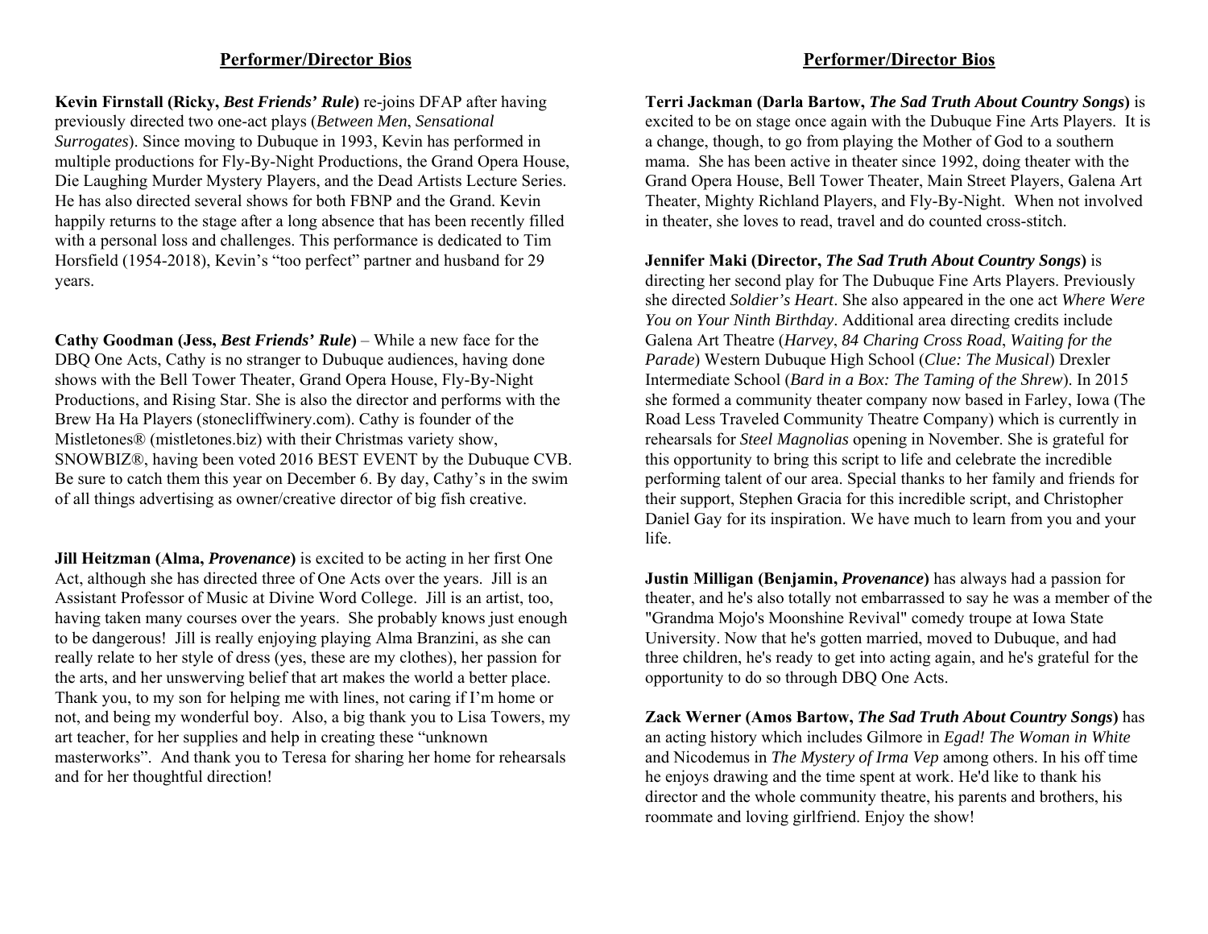## Performer/Director Bios

**Kevin Firnstall (Ricky, *Best Friends' Rule*)** re-joins DFAP after having previously directed two one-act plays (*Between Men*, *Sensational Surrogates*). Since moving to Dubuque in 1993, Kevin has performed in multiple productions for Fly-By-Night Productions, the Grand Opera House, Die Laughing Murder Mystery Players, and the Dead Artists Lecture Series. He has also directed several shows for both FBNP and the Grand. Kevin happily returns to the stage after a long absence that has been recently filled with a personal loss and challenges. This performance is dedicated to Tim Horsfield (1954-2018), Kevin's "too perfect" partner and husband for 29 years.

**Cathy Goodman (Jess, *Best Friends' Rule*)** – While a new face for the DBQ One Acts, Cathy is no stranger to Dubuque audiences, having done shows with the Bell Tower Theater, Grand Opera House, Fly-By-Night Productions, and Rising Star. She is also the director and performs with the Brew Ha Ha Players (stonecliffwinery.com). Cathy is founder of the Mistletones® (mistletones.biz) with their Christmas variety show, SNOWBIZ®, having been voted 2016 BEST EVENT by the Dubuque CVB. Be sure to catch them this year on December 6. By day, Cathy's in the swim of all things advertising as owner/creative director of big fish creative.

**Jill Heitzman (Alma, *Provenance*)** is excited to be acting in her first One Act, although she has directed three of One Acts over the years. Jill is an Assistant Professor of Music at Divine Word College. Jill is an artist, too, having taken many courses over the years. She probably knows just enough to be dangerous! Jill is really enjoying playing Alma Branzini, as she can really relate to her style of dress (yes, these are my clothes), her passion for the arts, and her unswerving belief that art makes the world a better place. Thank you, to my son for helping me with lines, not caring if I'm home or not, and being my wonderful boy. Also, a big thank you to Lisa Towers, my art teacher, for her supplies and help in creating these "unknown masterworks". And thank you to Teresa for sharing her home for rehearsals and for her thoughtful direction!

**Terri Jackman (Darla Bartow, *The Sad Truth About Country Songs*)** is excited to be on stage once again with the Dubuque Fine Arts Players. It is a change, though, to go from playing the Mother of God to a southern mama. She has been active in theater since 1992, doing theater with the Grand Opera House, Bell Tower Theater, Main Street Players, Galena Art Theater, Mighty Richland Players, and Fly-By-Night. When not involved in theater, she loves to read, travel and do counted cross-stitch.

**Jennifer Maki (Director, *The Sad Truth About Country Songs*)** is directing her second play for The Dubuque Fine Arts Players. Previously she directed *Soldier's Heart*. She also appeared in the one act *Where Were You on Your Ninth Birthday*. Additional area directing credits include Galena Art Theatre (*Harvey*, *84 Charing Cross Road*, *Waiting for the Parade*) Western Dubuque High School (*Clue: The Musical*) Drexler Intermediate School (*Bard in a Box: The Taming of the Shrew*). In 2015 she formed a community theater company now based in Farley, Iowa (The Road Less Traveled Community Theatre Company) which is currently in rehearsals for *Steel Magnolias* opening in November. She is grateful for this opportunity to bring this script to life and celebrate the incredible performing talent of our area. Special thanks to her family and friends for their support, Stephen Gracia for this incredible script, and Christopher Daniel Gay for its inspiration. We have much to learn from you and your life.

**Justin Milligan (Benjamin, *Provenance*)** has always had a passion for theater, and he's also totally not embarrassed to say he was a member of the "Grandma Mojo's Moonshine Revival" comedy troupe at Iowa State University. Now that he's gotten married, moved to Dubuque, and had three children, he's ready to get into acting again, and he's grateful for the opportunity to do so through DBQ One Acts.

**Zack Werner (Amos Bartow, *The Sad Truth About Country Songs*)** has an acting history which includes Gilmore in *Egad! The Woman in White* and Nicodemus in *The Mystery of Irma Vep* among others. In his off time he enjoys drawing and the time spent at work. He'd like to thank his director and the whole community theatre, his parents and brothers, his roommate and loving girlfriend. Enjoy the show!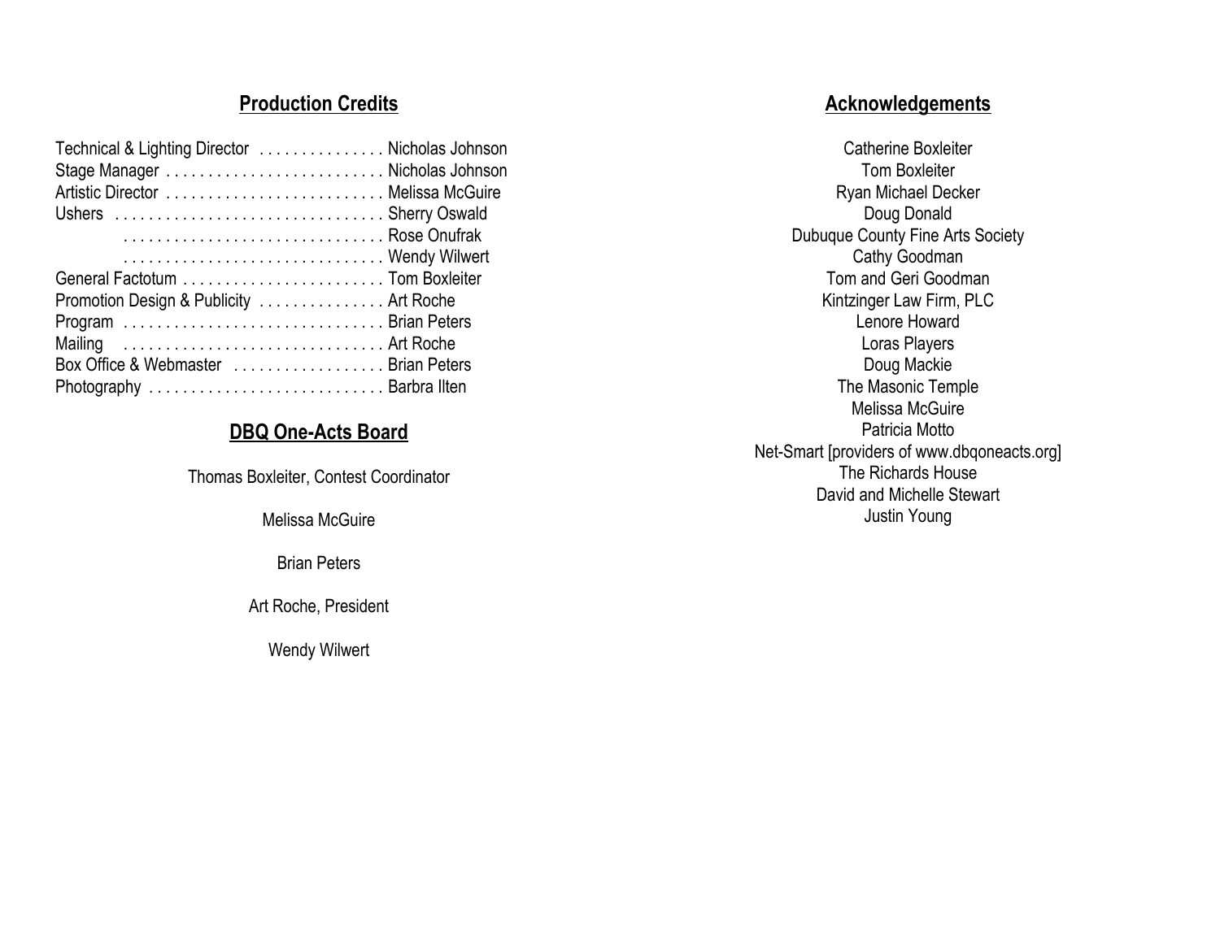## Production Credits

| | |
|---|---|
| Technical & Lighting Director | Nicholas Johnson |
| Stage Manager | Nicholas Johnson |
| Artistic Director | Melissa McGuire |
| Ushers | Sherry Oswald |
| | Rose Onufrak |
| | Wendy Wilwert |
| General Factotum | Tom Boxleiter |
| Promotion Design & Publicity | Art Roche |
| Program | Brian Peters |
| Mailing | Art Roche |
| Box Office & Webmaster | Brian Peters |
| Photography | Barbra Ilten |

## DBQ One-Acts Board

Thomas Boxleiter, Contest Coordinator

Melissa McGuire

Brian Peters

Art Roche, President

Wendy Wilwert

## Acknowledgements

Catherine Boxleiter
Tom Boxleiter
Ryan Michael Decker
Doug Donald
Dubuque County Fine Arts Society
Cathy Goodman
Tom and Geri Goodman
Kintzinger Law Firm, PLC
Lenore Howard
Loras Players
Doug Mackie
The Masonic Temple
Melissa McGuire
Patricia Motto
Net-Smart [providers of www.dbqoneacts.org]
The Richards House
David and Michelle Stewart
Justin Young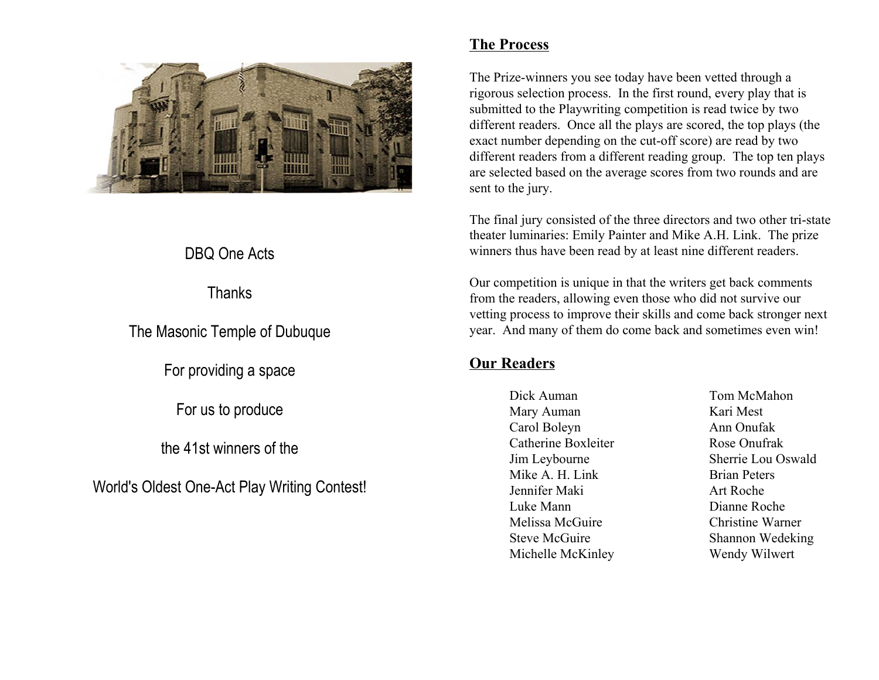DBQ One Acts

Thanks

The Masonic Temple of Dubuque

For providing a space

For us to produce

the 41st winners of the

World's Oldest One-Act Play Writing Contest!

## The Process

The Prize-winners you see today have been vetted through a rigorous selection process. In the first round, every play that is submitted to the Playwriting competition is read twice by two different readers. Once all the plays are scored, the top plays (the exact number depending on the cut-off score) are read by two different readers from a different reading group. The top ten plays are selected based on the average scores from two rounds and are sent to the jury.

The final jury consisted of the three directors and two other tri-state theater luminaries: Emily Painter and Mike A.H. Link. The prize winners thus have been read by at least nine different readers.

Our competition is unique in that the writers get back comments from the readers, allowing even those who did not survive our vetting process to improve their skills and come back stronger next year. And many of them do come back and sometimes even win!

## Our Readers

Dick Auman
Mary Auman
Carol Boleyn
Catherine Boxleiter
Jim Leybourne
Mike A. H. Link
Jennifer Maki
Luke Mann
Melissa McGuire
Steve McGuire
Michelle McKinley
Tom McMahon
Kari Mest
Ann Onufak
Rose Onufrak
Sherrie Lou Oswald
Brian Peters
Art Roche
Dianne Roche
Christine Warner
Shannon Wedeking
Wendy Wilwert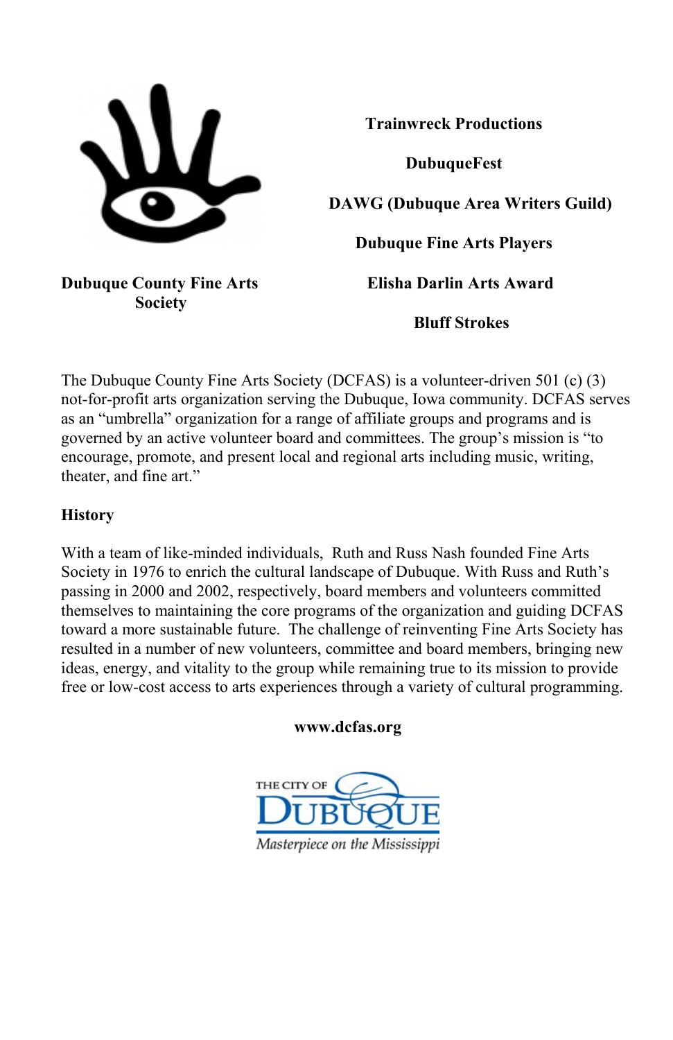**Dubuque County Fine Arts Society**

**Trainwreck Productions**

**DubuqueFest**

**DAWG (Dubuque Area Writers Guild)**

**Dubuque Fine Arts Players**

**Elisha Darlin Arts Award**

**Bluff Strokes**

The Dubuque County Fine Arts Society (DCFAS) is a volunteer-driven 501 (c) (3) not-for-profit arts organization serving the Dubuque, Iowa community. DCFAS serves as an "umbrella" organization for a range of affiliate groups and programs and is governed by an active volunteer board and committees. The group's mission is "to encourage, promote, and present local and regional arts including music, writing, theater, and fine art."

**History**

With a team of like-minded individuals, Ruth and Russ Nash founded Fine Arts Society in 1976 to enrich the cultural landscape of Dubuque. With Russ and Ruth's passing in 2000 and 2002, respectively, board members and volunteers committed themselves to maintaining the core programs of the organization and guiding DCFAS toward a more sustainable future. The challenge of reinventing Fine Arts Society has resulted in a number of new volunteers, committee and board members, bringing new ideas, energy, and vitality to the group while remaining true to its mission to provide free or low-cost access to arts experiences through a variety of cultural programming.

**www.dcfas.org**

THE CITY OF DUBUQUE

*Masterpiece on the Mississippi*